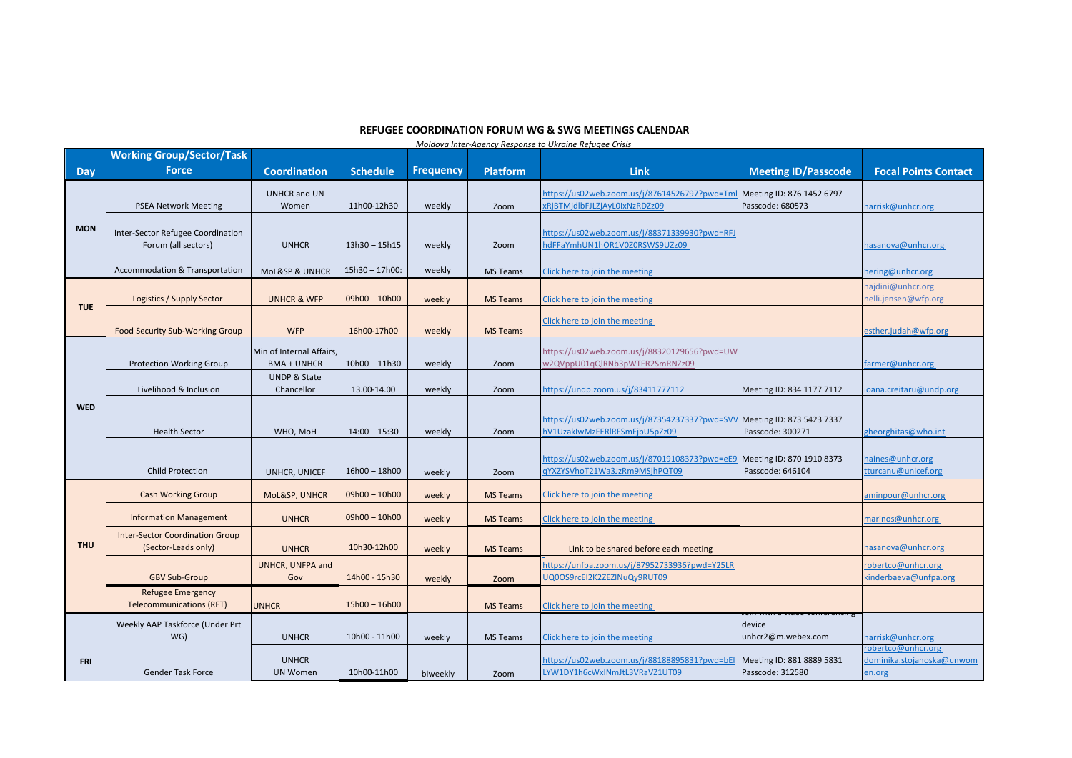# REFUGEE COORDINATION FORUM WG & SWG MEETINGS CALENDAR

*Moldova Inter-Agency Response to Ukraine Refugee Crisis*

| Day | Working Group/Sector/Task Force | Coordination | Schedule | Frequency | Platform | Link | Meeting ID/Passcode | Focal Points Contact |
|---|---|---|---|---|---|---|---|---|
| MON | PSEA Network Meeting | UNHCR and UN Women | 11h00-12h30 | weekly | Zoom | https://us02web.zoom.us/j/87614526797?pwd=TmlxRjBTMjdlbFJLZjAyL0IxNzRDZz09 | Meeting ID: 876 1452 6797 Passcode: 680573 | harrisk@unhcr.org |
| | Inter-Sector Refugee Coordination Forum (all sectors) | UNHCR | 13h30 – 15h15 | weekly | Zoom | https://us02web.zoom.us/j/88371339930?pwd=RFJhdFFaYmhUN1hOR1V0Z0RSWS9UZz09 | | hasanova@unhcr.org |
| | Accommodation & Transportation | MoL&SP & UNHCR | 15h30 – 17h00: | weekly | MS Teams | Click here to join the meeting | | hering@unhcr.org |
| TUE | Logistics / Supply Sector | UNHCR & WFP | 09h00 – 10h00 | weekly | MS Teams | Click here to join the meeting | | hajdini@unhcr.org nelli.jensen@wfp.org |
| | Food Security Sub-Working Group | WFP | 16h00-17h00 | weekly | MS Teams | Click here to join the meeting | | esther.judah@wfp.org |
| WED | Protection Working Group | Min of Internal Affairs, BMA + UNHCR | 10h00 – 11h30 | weekly | Zoom | https://us02web.zoom.us/j/88320129656?pwd=UWw2QVppU01qQlRNb3pWTFR2SmRNZz09 | | farmer@unhcr.org |
| | Livelihood & Inclusion | UNDP & State Chancellor | 13.00-14.00 | weekly | Zoom | https://undp.zoom.us/j/83411777112 | Meeting ID: 834 1177 7112 | ioana.creitaru@undp.org |
| | Health Sector | WHO, MoH | 14:00 – 15:30 | weekly | Zoom | https://us02web.zoom.us/j/87354237337?pwd=SVVhV1UzakIwMzFERlRFSmFjbU5pZz09 | Meeting ID: 873 5423 7337 Passcode: 300271 | gheorghitas@who.int |
| | Child Protection | UNHCR, UNICEF | 16h00 – 18h00 | weekly | Zoom | https://us02web.zoom.us/j/87019108373?pwd=eE9qYXZYSVhoT21Wa3JzRm9MSjhPQT09 | Meeting ID: 870 1910 8373 Passcode: 646104 | haines@unhcr.org tturcanu@unicef.org |
| THU | Cash Working Group | MoL&SP, UNHCR | 09h00 – 10h00 | weekly | MS Teams | Click here to join the meeting | | aminpour@unhcr.org |
| | Information Management | UNHCR | 09h00 – 10h00 | weekly | MS Teams | Click here to join the meeting | | marinos@unhcr.org |
| | Inter-Sector Coordination Group (Sector-Leads only) | UNHCR | 10h30-12h00 | weekly | MS Teams | Link to be shared before each meeting | | hasanova@unhcr.org |
| | GBV Sub-Group | UNHCR, UNFPA and Gov | 14h00 - 15h30 | weekly | Zoom | https://unfpa.zoom.us/j/87952733936?pwd=Y25LRUQ0OS9rcEI2K2ZEZlNuQy9RUT09 | | robertco@unhcr.org kinderbaeva@unfpa.org |
| | Refugee Emergency Telecommunications (RET) | UNHCR | 15h00 – 16h00 | | MS Teams | Click here to join the meeting | | |
| FRI | Weekly AAP Taskforce (Under Prt WG) | UNHCR | 10h00 - 11h00 | weekly | MS Teams | Click here to join the meeting | Join with a video conferencing device unhcr2@m.webex.com | harrisk@unhcr.org |
| | Gender Task Force | UNHCR UN Women | 10h00-11h00 | biweekly | Zoom | https://us02web.zoom.us/j/88188895831?pwd=bElLYW1DY1h6cWxINmJtL3VRaVZ1UT09 | Meeting ID: 881 8889 5831 Passcode: 312580 | robertco@unhcr.org dominika.stojanoska@unwomen.org |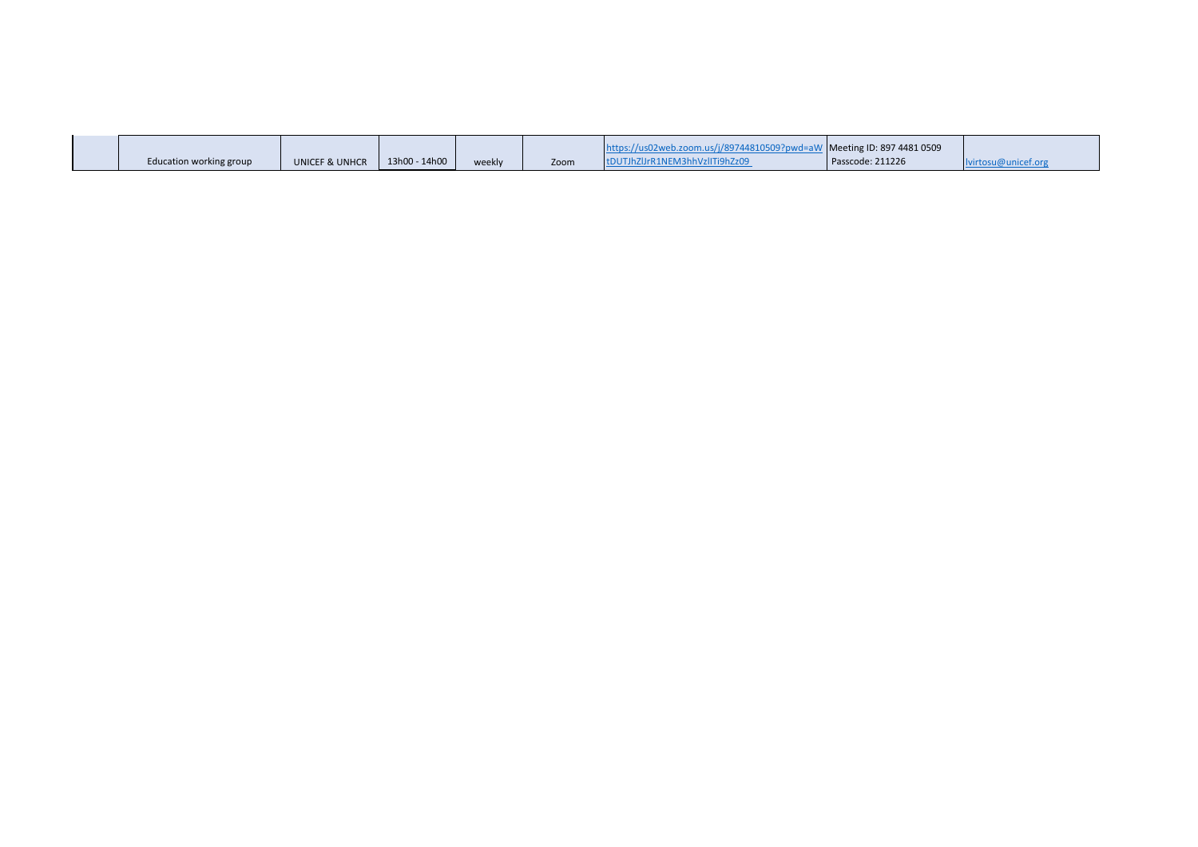| | | | | | | | | |
|---|---|---|---|---|---|---|---|---|
| | Education working group | UNICEF & UNHCR | 13h00 - 14h00 | weekly | Zoom | https://us02web.zoom.us/j/89744810509?pwd=aWtDUTJhZlJrR1NEM3hhVzlITi9hZz09 | Meeting ID: 897 4481 0509 Passcode: 211226 | lvirtosu@unicef.org |